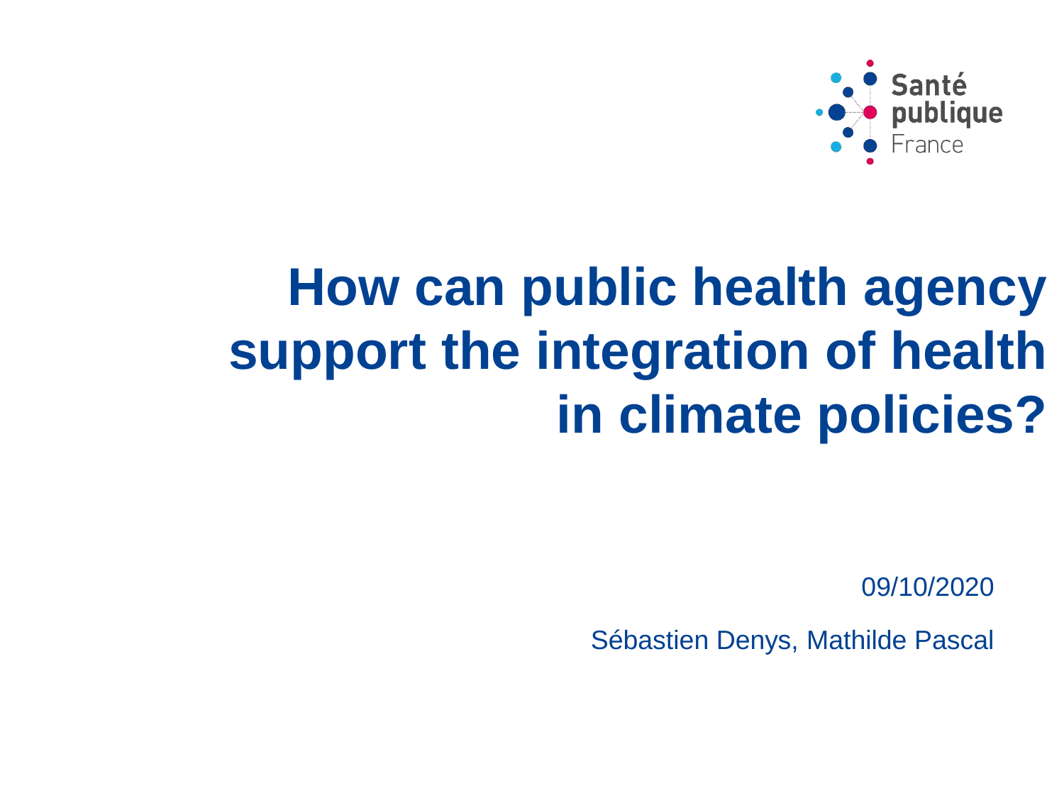Santé publique France

# How can public health agency support the integration of health in climate policies?

09/10/2020

Sébastien Denys, Mathilde Pascal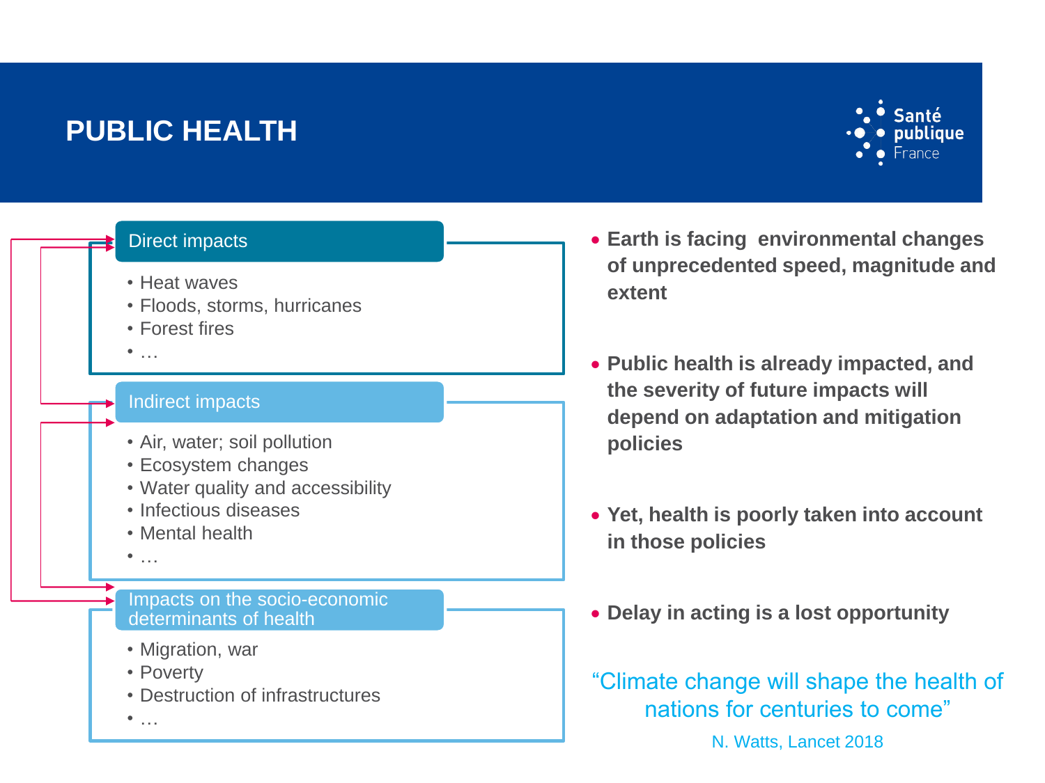# PUBLIC HEALTH

Santé publique France

### Direct impacts

- Heat waves
- Floods, storms, hurricanes
- Forest fires
- …

### Indirect impacts

- Air, water; soil pollution
- Ecosystem changes
- Water quality and accessibility
- Infectious diseases
- Mental health
- …

### Impacts on the socio-economic determinants of health

- Migration, war
- Poverty
- Destruction of infrastructures
- …

- **Earth is facing environmental changes of unprecedented speed, magnitude and extent**
- **Public health is already impacted, and the severity of future impacts will depend on adaptation and mitigation policies**
- **Yet, health is poorly taken into account in those policies**
- **Delay in acting is a lost opportunity**

"Climate change will shape the health of nations for centuries to come"

N. Watts, Lancet 2018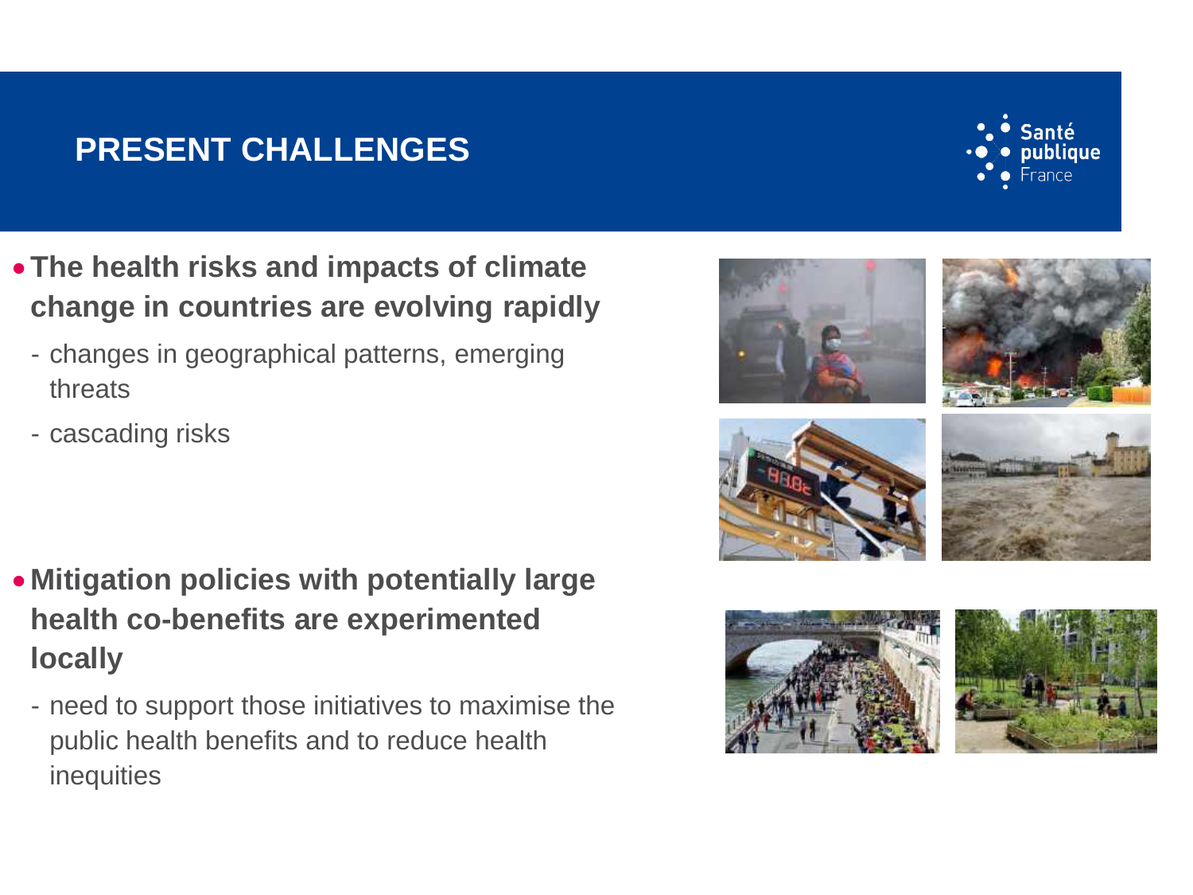# PRESENT CHALLENGES

- **The health risks and impacts of climate change in countries are evolving rapidly**
  - changes in geographical patterns, emerging threats
  - cascading risks

- **Mitigation policies with potentially large health co-benefits are experimented locally**
  - need to support those initiatives to maximise the public health benefits and to reduce health inequities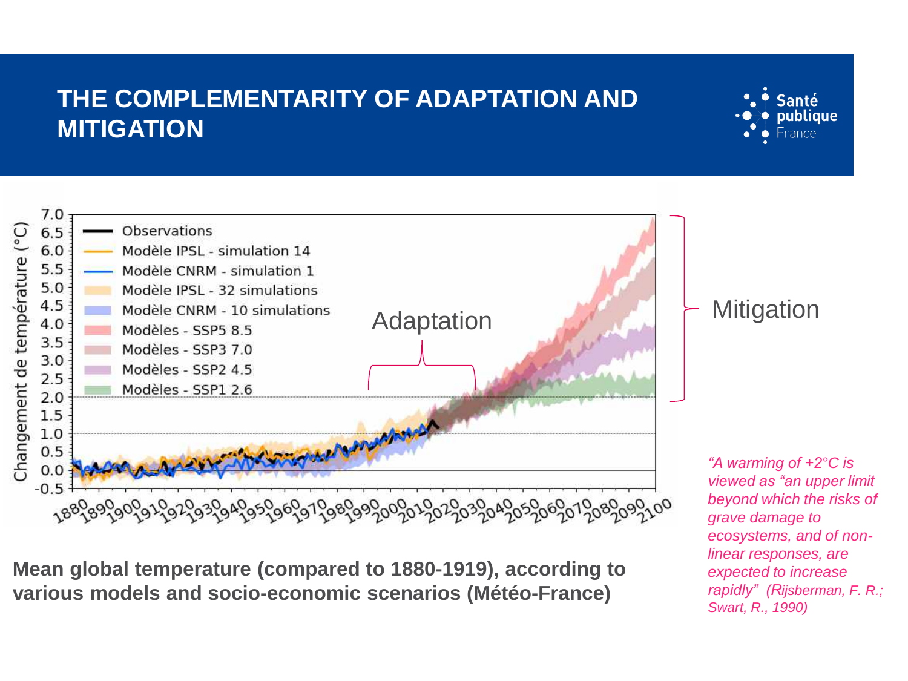# THE COMPLEMENTARITY OF ADAPTATION AND MITIGATION

Adaptation

Mitigation

*"A warming of +2°C is viewed as "an upper limit beyond which the risks of grave damage to ecosystems, and of non-linear responses, are expected to increase rapidly" (Rijsberman, F. R.; Swart, R., 1990)*

**Mean global temperature (compared to 1880-1919), according to various models and socio-economic scenarios (Météo-France)**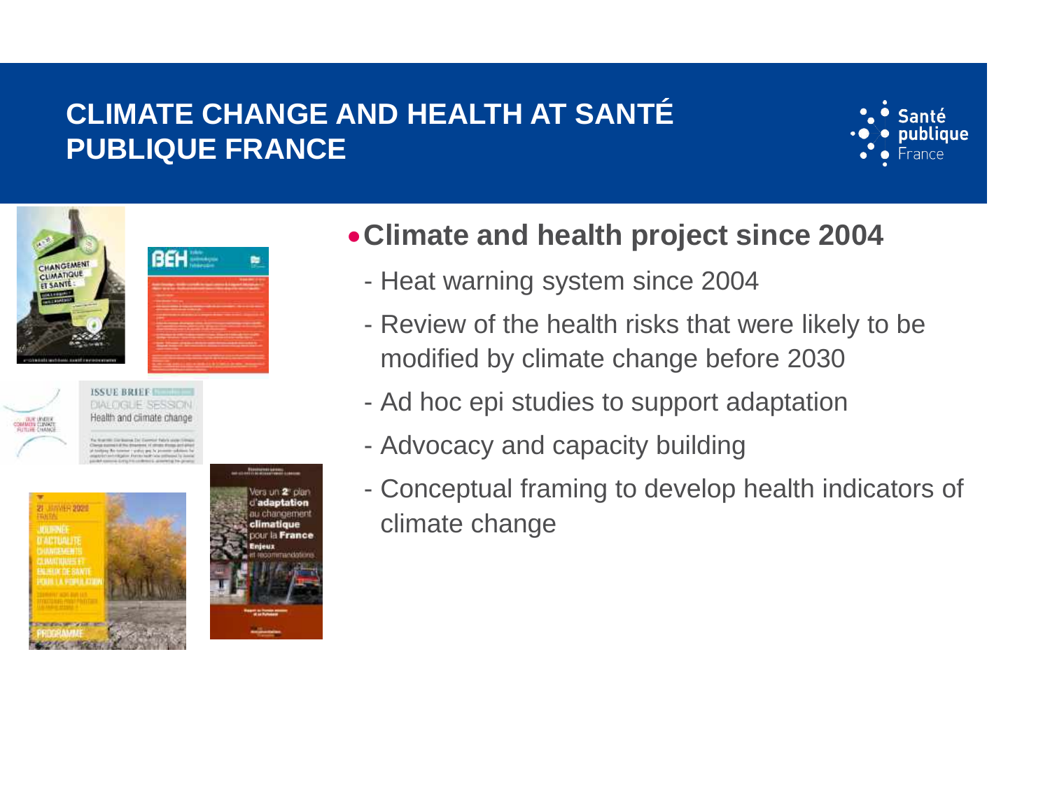# CLIMATE CHANGE AND HEALTH AT SANTÉ PUBLIQUE FRANCE

- **Climate and health project since 2004**
  - Heat warning system since 2004
  - Review of the health risks that were likely to be modified by climate change before 2030
  - Ad hoc epi studies to support adaptation
  - Advocacy and capacity building
  - Conceptual framing to develop health indicators of climate change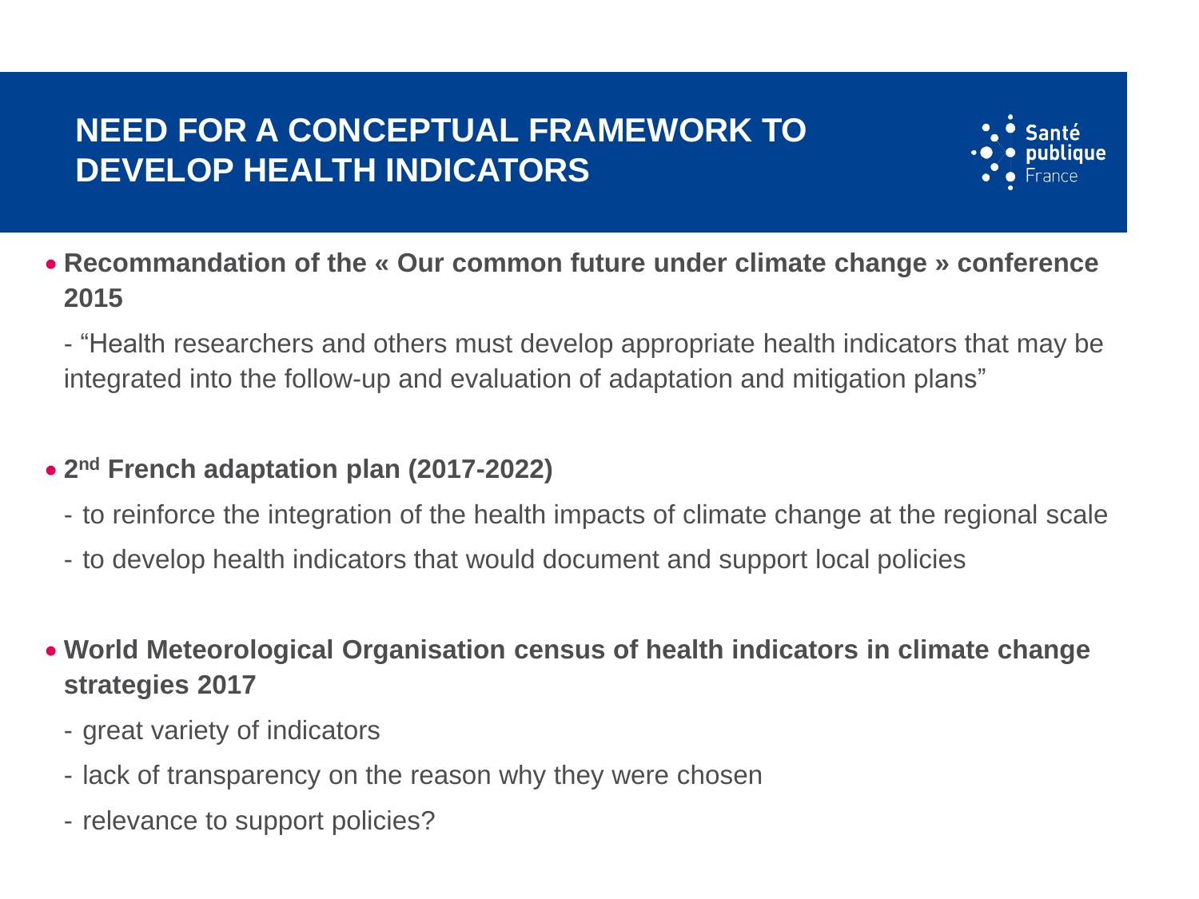# NEED FOR A CONCEPTUAL FRAMEWORK TO DEVELOP HEALTH INDICATORS

- **Recommandation of the « Our common future under climate change » conference 2015**

  - "Health researchers and others must develop appropriate health indicators that may be integrated into the follow-up and evaluation of adaptation and mitigation plans"

- **2nd French adaptation plan (2017-2022)**
  - to reinforce the integration of the health impacts of climate change at the regional scale
  - to develop health indicators that would document and support local policies

- **World Meteorological Organisation census of health indicators in climate change strategies 2017**
  - great variety of indicators
  - lack of transparency on the reason why they were chosen
  - relevance to support policies?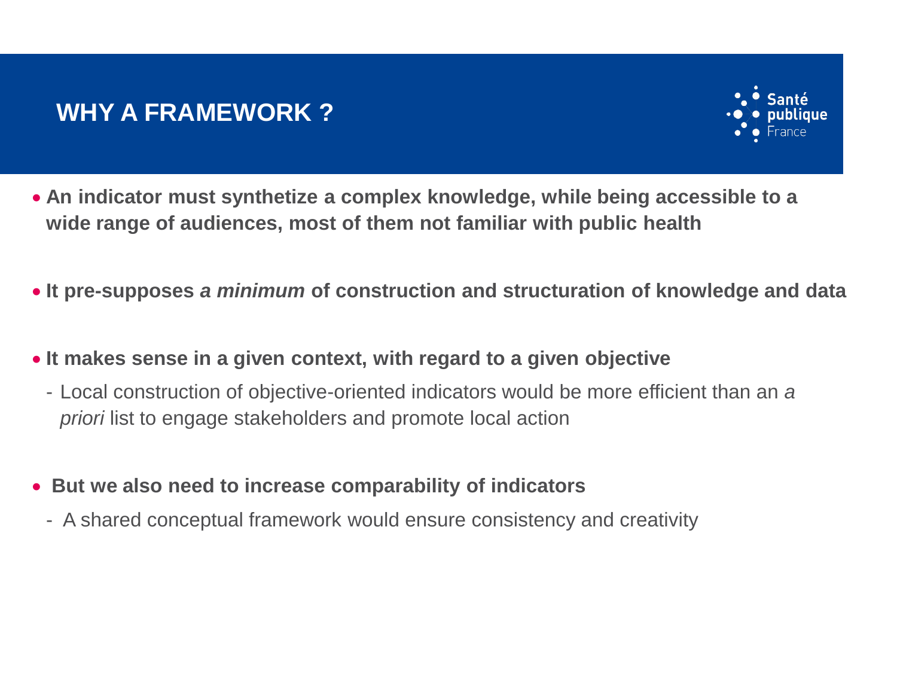# WHY A FRAMEWORK ?

- **An indicator must synthetize a complex knowledge, while being accessible to a wide range of audiences, most of them not familiar with public health**

- **It pre-supposes *a minimum* of construction and structuration of knowledge and data**

- **It makes sense in a given context, with regard to a given objective**
  - Local construction of objective-oriented indicators would be more efficient than an *a priori* list to engage stakeholders and promote local action

- **But we also need to increase comparability of indicators**
  - A shared conceptual framework would ensure consistency and creativity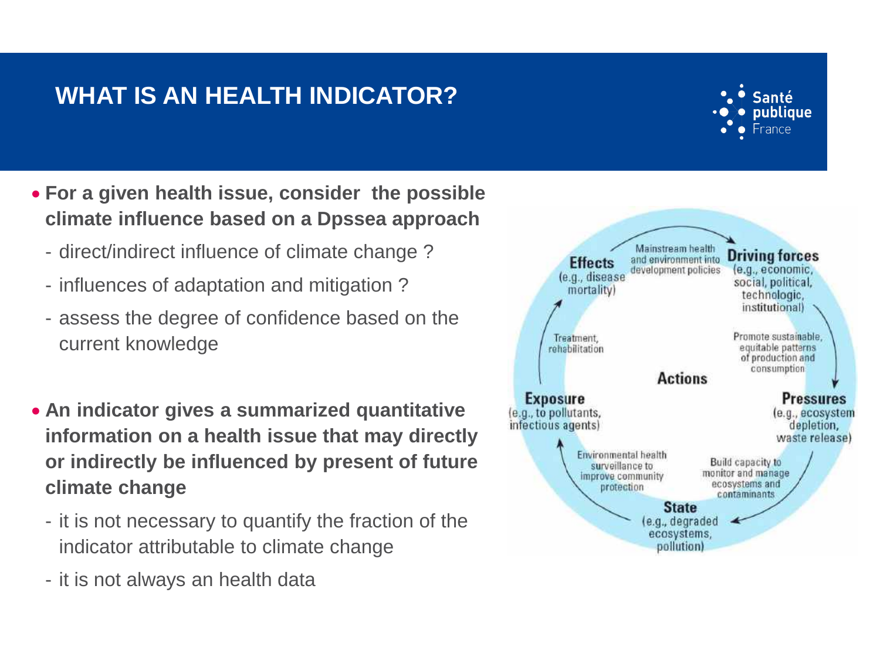# WHAT IS AN HEALTH INDICATOR?

- **For a given health issue, consider the possible climate influence based on a Dpssea approach**
  - direct/indirect influence of climate change ?
  - influences of adaptation and mitigation ?
  - assess the degree of confidence based on the current knowledge

- **An indicator gives a summarized quantitative information on a health issue that may directly or indirectly be influenced by present of future climate change**
  - it is not necessary to quantify the fraction of the indicator attributable to climate change
  - it is not always an health data

**Driving forces** (e.g., economic, social, political, technologic, institutional)

Promote sustainable, equitable patterns of production and consumption

**Pressures** (e.g., ecosystem depletion, waste release)

Build capacity to monitor and manage ecosystems and contaminants

**State** (e.g., degraded ecosystems, pollution)

Environmental health surveillance to improve community protection

**Exposure** (e.g., to pollutants, infectious agents)

Treatment, rehabilitation

**Effects** (e.g., disease mortality)

Mainstream health and environment into development policies

**Actions**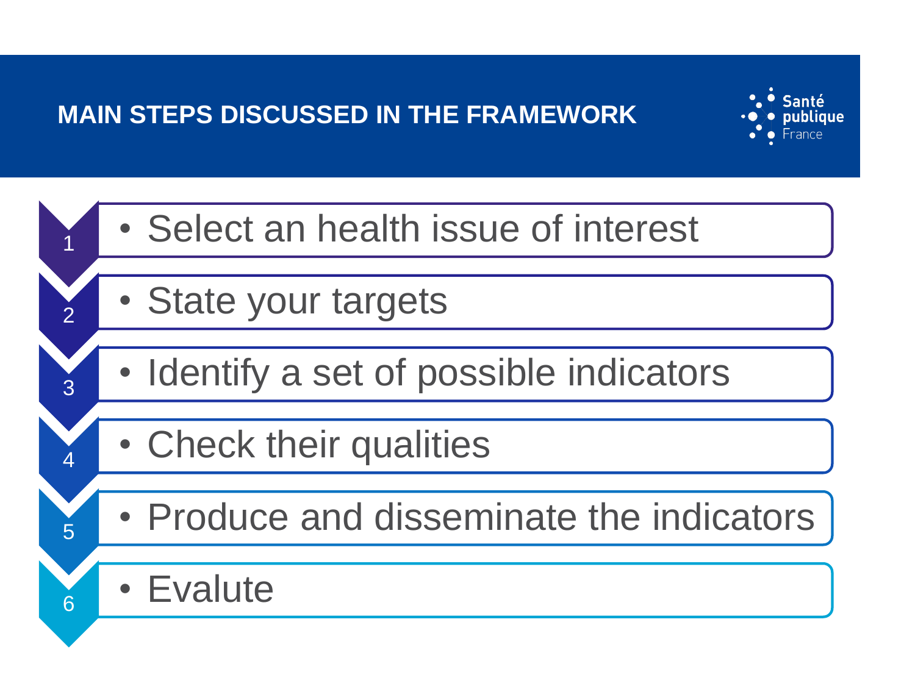# MAIN STEPS DISCUSSED IN THE FRAMEWORK

1. Select an health issue of interest
2. State your targets
3. Identify a set of possible indicators
4. Check their qualities
5. Produce and disseminate the indicators
6. Evalute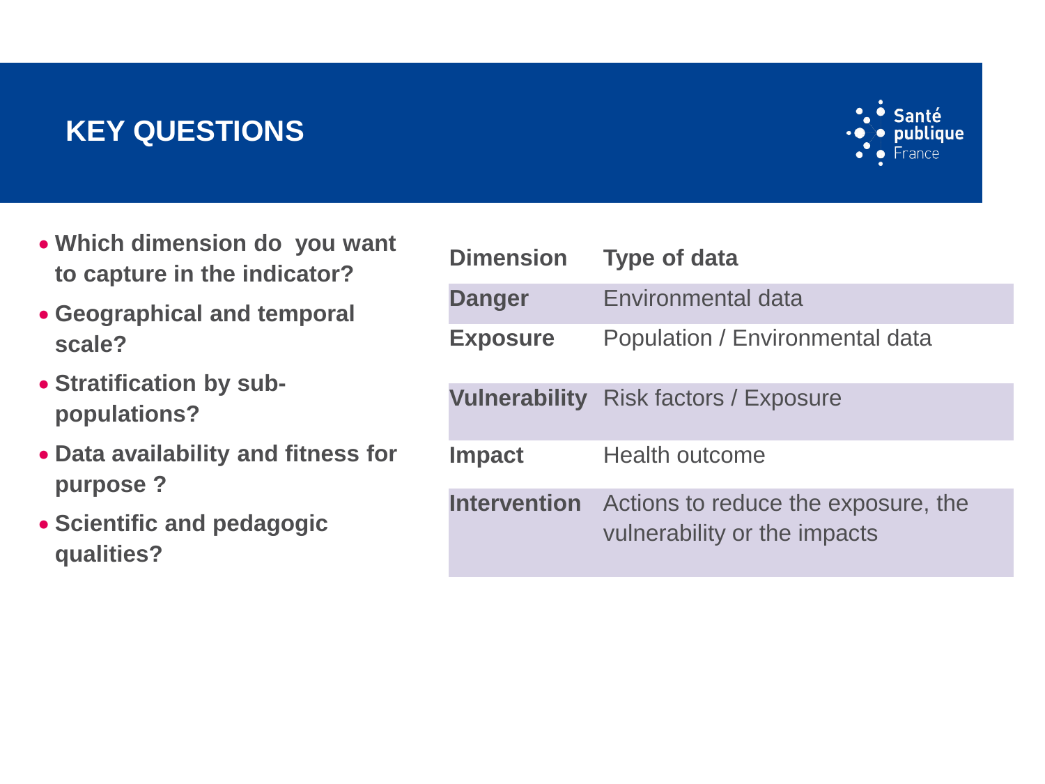# KEY QUESTIONS

- **Which dimension do you want to capture in the indicator?**
- **Geographical and temporal scale?**
- **Stratification by sub-populations?**
- **Data availability and fitness for purpose ?**
- **Scientific and pedagogic qualities?**

| Dimension | Type of data |
|---|---|
| **Danger** | Environmental data |
| **Exposure** | Population / Environmental data |
| **Vulnerability** | Risk factors / Exposure |
| **Impact** | Health outcome |
| **Intervention** | Actions to reduce the exposure, the vulnerability or the impacts |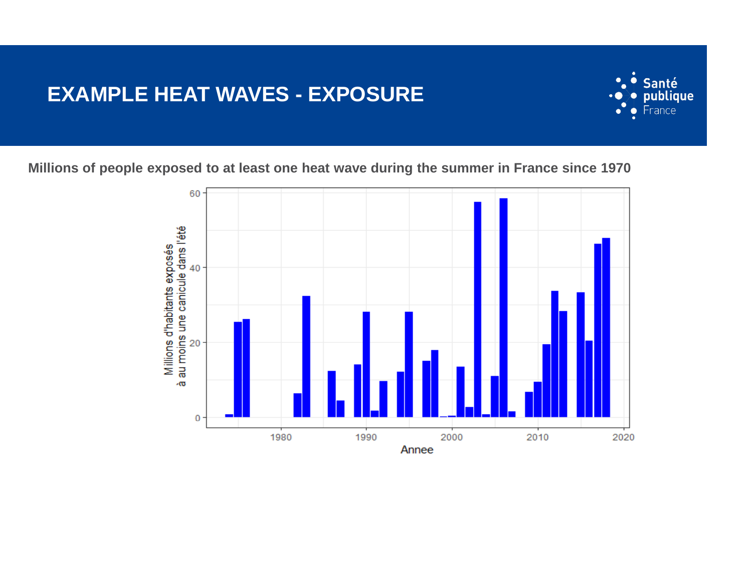# EXAMPLE HEAT WAVES - EXPOSURE

**Millions of people exposed to at least one heat wave during the summer in France since 1970**

Millions d'habitants exposés à au moins une canicule dans l'été

Annee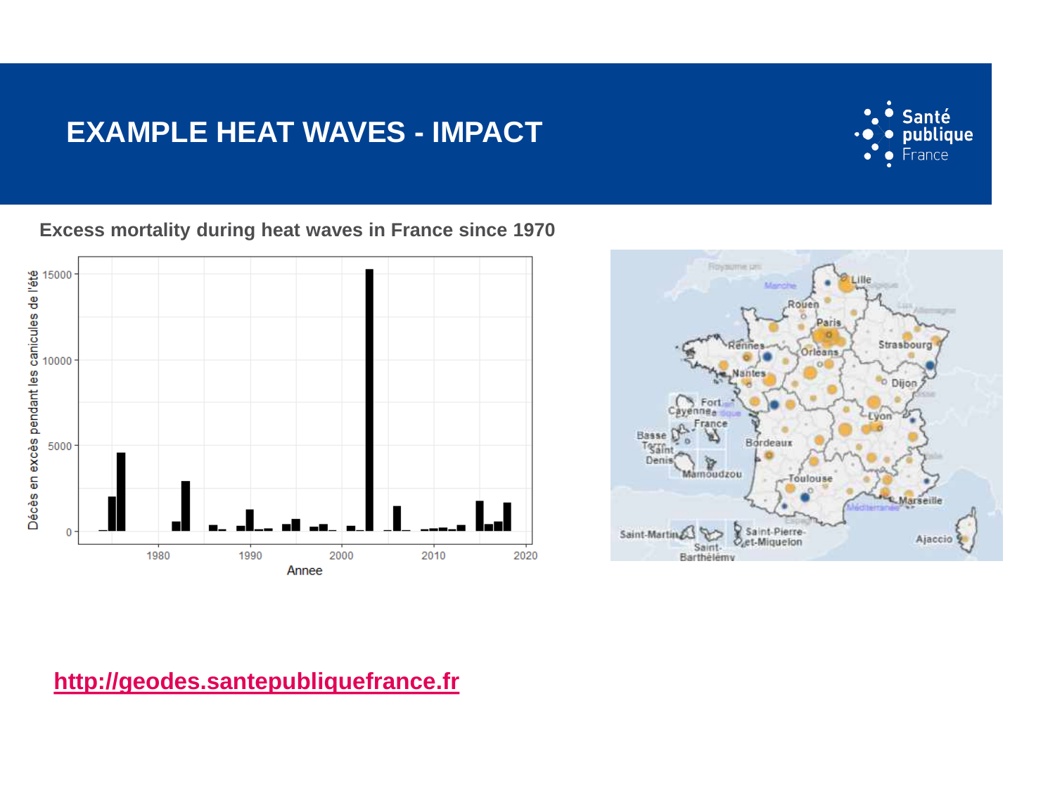# EXAMPLE HEAT WAVES - IMPACT

**Excess mortality during heat waves in France since 1970**

http://geodes.santepubliquefrance.fr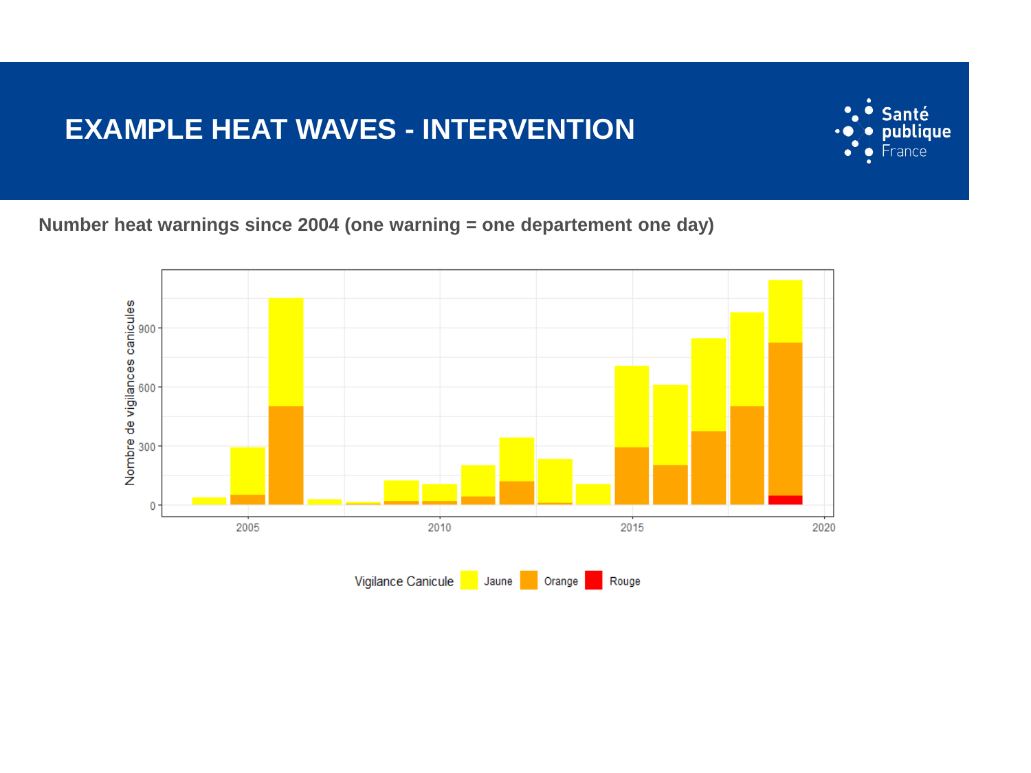# EXAMPLE HEAT WAVES - INTERVENTION

**Number heat warnings since 2004 (one warning = one departement one day)**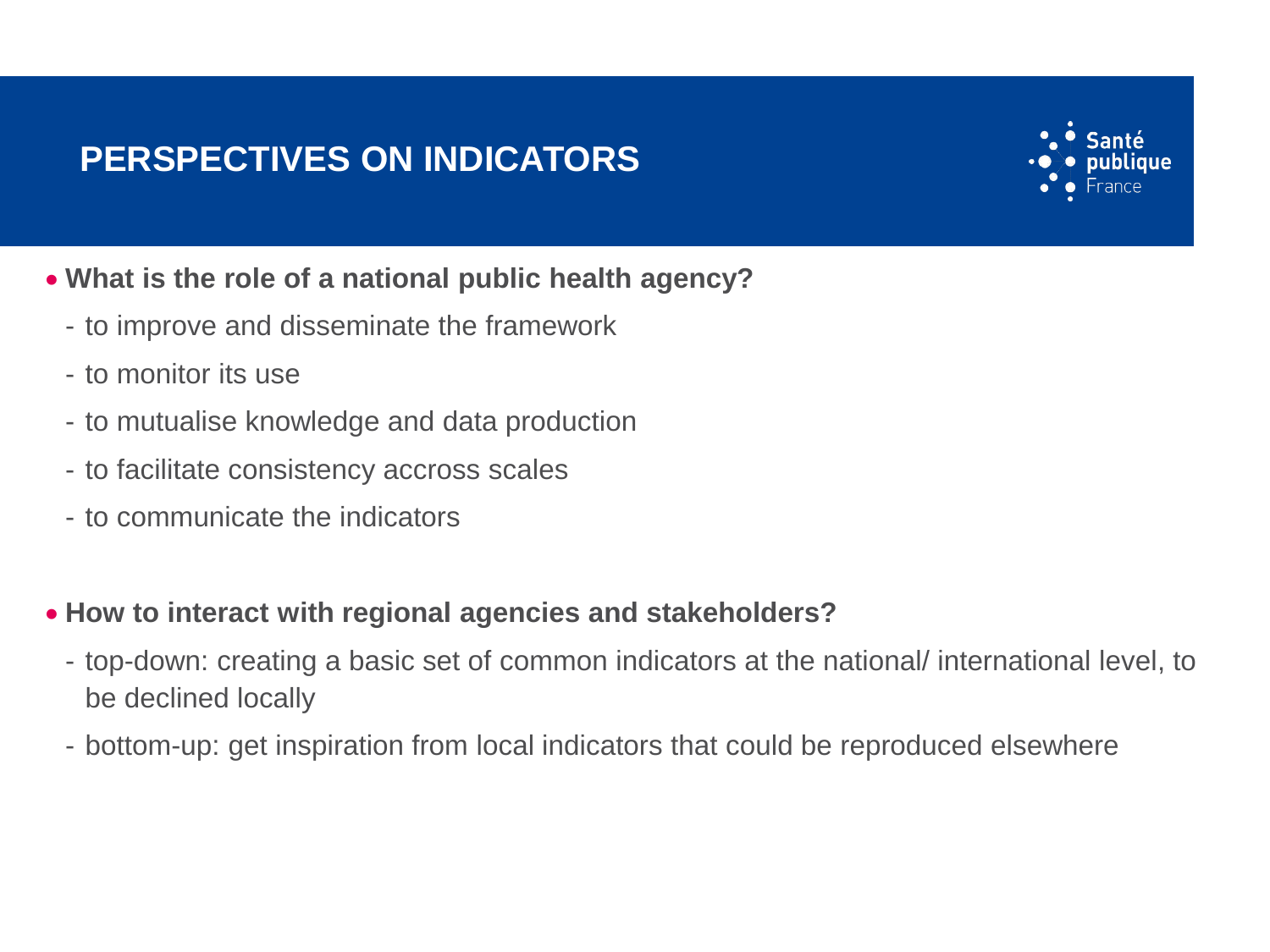# PERSPECTIVES ON INDICATORS

- **What is the role of a national public health agency?**
  - to improve and disseminate the framework
  - to monitor its use
  - to mutualise knowledge and data production
  - to facilitate consistency accross scales
  - to communicate the indicators

- **How to interact with regional agencies and stakeholders?**
  - top-down: creating a basic set of common indicators at the national/ international level, to be declined locally
  - bottom-up: get inspiration from local indicators that could be reproduced elsewhere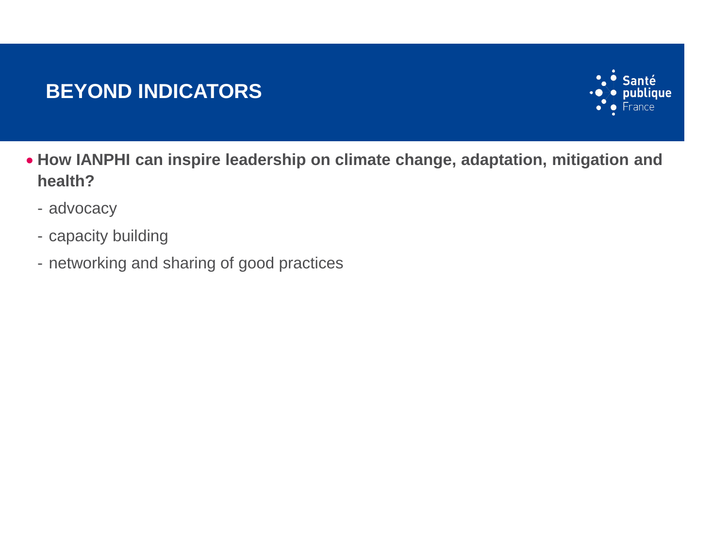# BEYOND INDICATORS

- **How IANPHI can inspire leadership on climate change, adaptation, mitigation and health?**

  - advocacy
  - capacity building
  - networking and sharing of good practices